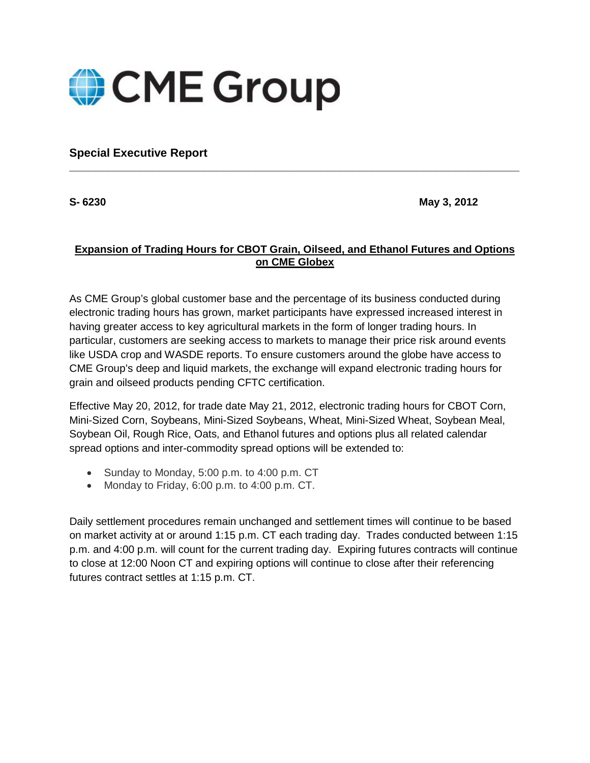# CME Group

## Special Executive Report

**S- 6230** **May 3, 2012**

**Expansion of Trading Hours for CBOT Grain, Oilseed, and Ethanol Futures and Options on CME Globex**

As CME Group's global customer base and the percentage of its business conducted during electronic trading hours has grown, market participants have expressed increased interest in having greater access to key agricultural markets in the form of longer trading hours. In particular, customers are seeking access to markets to manage their price risk around events like USDA crop and WASDE reports. To ensure customers around the globe have access to CME Group's deep and liquid markets, the exchange will expand electronic trading hours for grain and oilseed products pending CFTC certification.

Effective May 20, 2012, for trade date May 21, 2012, electronic trading hours for CBOT Corn, Mini-Sized Corn, Soybeans, Mini-Sized Soybeans, Wheat, Mini-Sized Wheat, Soybean Meal, Soybean Oil, Rough Rice, Oats, and Ethanol futures and options plus all related calendar spread options and inter-commodity spread options will be extended to:

- Sunday to Monday, 5:00 p.m. to 4:00 p.m. CT
- Monday to Friday, 6:00 p.m. to 4:00 p.m. CT.

Daily settlement procedures remain unchanged and settlement times will continue to be based on market activity at or around 1:15 p.m. CT each trading day. Trades conducted between 1:15 p.m. and 4:00 p.m. will count for the current trading day. Expiring futures contracts will continue to close at 12:00 Noon CT and expiring options will continue to close after their referencing futures contract settles at 1:15 p.m. CT.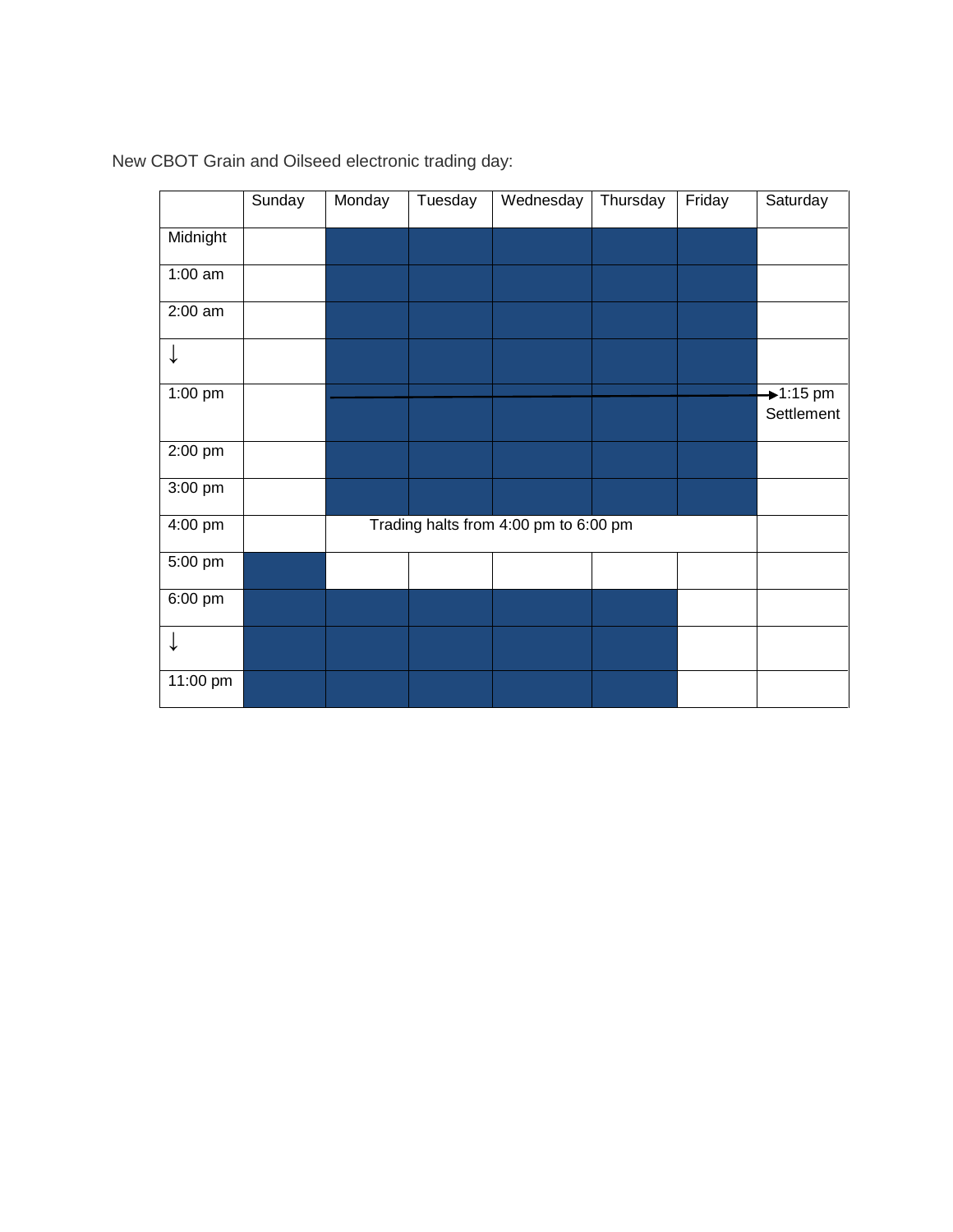New CBOT Grain and Oilseed electronic trading day:

| | Sunday | Monday | Tuesday | Wednesday | Thursday | Friday | Saturday |
|---|---|---|---|---|---|---|---|
| Midnight | | ■ | ■ | ■ | ■ | ■ | |
| 1:00 am | | ■ | ■ | ■ | ■ | ■ | |
| 2:00 am | | ■ | ■ | ■ | ■ | ■ | |
| ↓ | | ■ | ■ | ■ | ■ | ■ | |
| 1:00 pm | | ■ | ■ | ■ | ■ | ■ | → 1:15 pm Settlement |
| 2:00 pm | | ■ | ■ | ■ | ■ | ■ | |
| 3:00 pm | | ■ | ■ | ■ | ■ | ■ | |
| 4:00 pm | | Trading halts from 4:00 pm to 6:00 pm | | | | | |
| 5:00 pm | ■ | | | | | | |
| 6:00 pm | ■ | ■ | ■ | ■ | ■ | | |
| ↓ | ■ | ■ | ■ | ■ | ■ | | |
| 11:00 pm | ■ | ■ | ■ | ■ | ■ | | |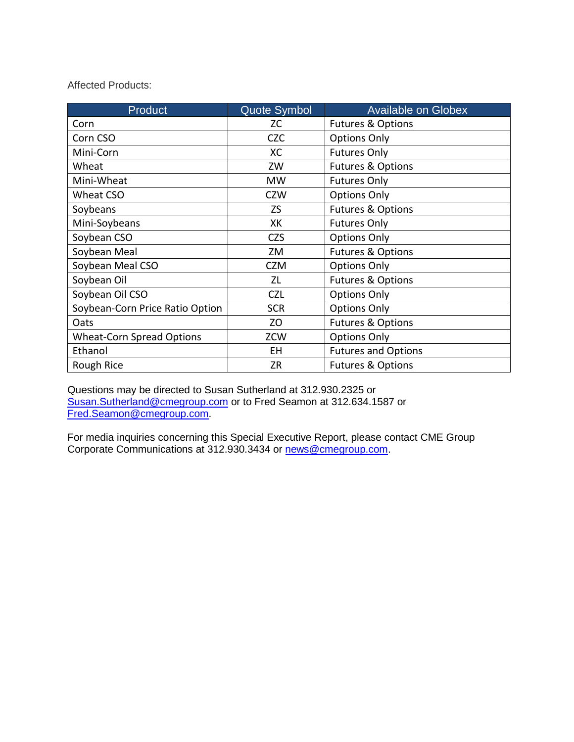Affected Products:

| Product | Quote Symbol | Available on Globex |
|---|---|---|
| Corn | ZC | Futures & Options |
| Corn CSO | CZC | Options Only |
| Mini-Corn | XC | Futures Only |
| Wheat | ZW | Futures & Options |
| Mini-Wheat | MW | Futures Only |
| Wheat CSO | CZW | Options Only |
| Soybeans | ZS | Futures & Options |
| Mini-Soybeans | XK | Futures Only |
| Soybean CSO | CZS | Options Only |
| Soybean Meal | ZM | Futures & Options |
| Soybean Meal CSO | CZM | Options Only |
| Soybean Oil | ZL | Futures & Options |
| Soybean Oil CSO | CZL | Options Only |
| Soybean-Corn Price Ratio Option | SCR | Options Only |
| Oats | ZO | Futures & Options |
| Wheat-Corn Spread Options | ZCW | Options Only |
| Ethanol | EH | Futures and Options |
| Rough Rice | ZR | Futures & Options |

Questions may be directed to Susan Sutherland at 312.930.2325 or Susan.Sutherland@cmegroup.com or to Fred Seamon at 312.634.1587 or Fred.Seamon@cmegroup.com.

For media inquiries concerning this Special Executive Report, please contact CME Group Corporate Communications at 312.930.3434 or news@cmegroup.com.